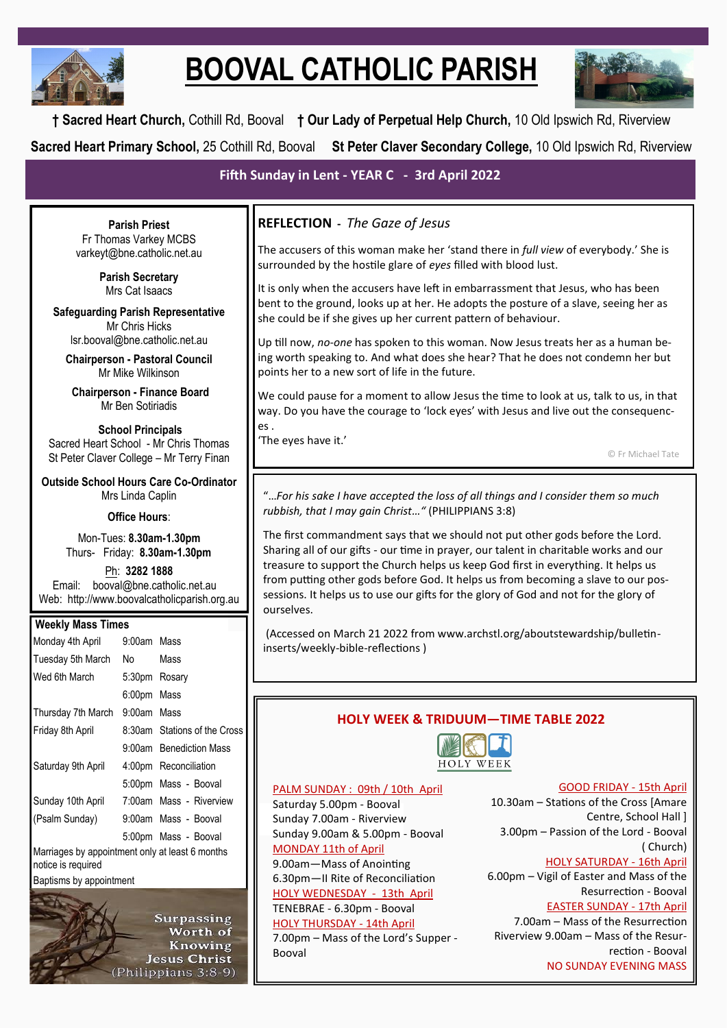# BOOVAL CATHOLIC PARISH

**† Sacred Heart Church,** Cothill Rd, Booval **† Our Lady of Perpetual Help Church,** 10 Old Ipswich Rd, Riverview

**Sacred Heart Primary School,** 25 Cothill Rd, Booval **St Peter Claver Secondary College,** 10 Old Ipswich Rd, Riverview

**Fifth Sunday in Lent - YEAR C - 3rd April 2022**

**Parish Priest**
Fr Thomas Varkey MCBS
varkeyt@bne.catholic.net.au

**Parish Secretary**
Mrs Cat Isaacs

**Safeguarding Parish Representative**
Mr Chris Hicks
lsr.booval@bne.catholic.net.au

**Chairperson - Pastoral Council**
Mr Mike Wilkinson

**Chairperson - Finance Board**
Mr Ben Sotiriadis

**School Principals**
Sacred Heart School - Mr Chris Thomas
St Peter Claver College – Mr Terry Finan

**Outside School Hours Care Co-Ordinator**
Mrs Linda Caplin

**Office Hours**:

Mon-Tues: **8.30am-1.30pm**
Thurs- Friday: **8.30am-1.30pm**

Ph: **3282 1888**
Email: booval@bne.catholic.net.au
Web: http://www.boovalcatholicparish.org.au

**Weekly Mass Times**

| | | |
|---|---|---|
| Monday 4th April | 9:00am | Mass |
| Tuesday 5th March | No | Mass |
| Wed 6th March | 5:30pm | Rosary |
| | 6:00pm | Mass |
| Thursday 7th March | 9:00am | Mass |
| Friday 8th April | 8:30am | Stations of the Cross |
| | 9:00am | Benediction Mass |
| Saturday 9th April | 4:00pm | Reconciliation |
| | 5:00pm | Mass - Booval |
| Sunday 10th April | 7:00am | Mass - Riverview |
| (Psalm Sunday) | 9:00am | Mass - Booval |
| | 5:00pm | Mass - Booval |

Marriages by appointment only at least 6 months notice is required

Baptisms by appointment

Surpassing Worth of Knowing Jesus Christ (Philippians 3:8-9)

## REFLECTION - *The Gaze of Jesus*

The accusers of this woman make her 'stand there in *full view* of everybody.' She is surrounded by the hostile glare of *eyes* filled with blood lust.

It is only when the accusers have left in embarrassment that Jesus, who has been bent to the ground, looks up at her. He adopts the posture of a slave, seeing her as she could be if she gives up her current pattern of behaviour.

Up till now, *no-one* has spoken to this woman. Now Jesus treats her as a human being worth speaking to. And what does she hear? That he does not condemn her but points her to a new sort of life in the future.

We could pause for a moment to allow Jesus the time to look at us, talk to us, in that way. Do you have the courage to 'lock eyes' with Jesus and live out the consequences .

'The eyes have it.'

© Fr Michael Tate

"*…For his sake I have accepted the loss of all things and I consider them so much rubbish, that I may gain Christ…"* (PHILIPPIANS 3:8)

The first commandment says that we should not put other gods before the Lord. Sharing all of our gifts - our time in prayer, our talent in charitable works and our treasure to support the Church helps us keep God first in everything. It helps us from putting other gods before God. It helps us from becoming a slave to our possessions. It helps us to use our gifts for the glory of God and not for the glory of ourselves.

(Accessed on March 21 2022 from www.archstl.org/aboutstewardship/bulletin-inserts/weekly-bible-reflections )

## HOLY WEEK & TRIDUUM—TIME TABLE 2022

HOLY WEEK

PALM SUNDAY : 09th / 10th April
Saturday 5.00pm - Booval
Sunday 7.00am - Riverview
Sunday 9.00am & 5.00pm - Booval

MONDAY 11th of April
9.00am—Mass of Anointing
6.30pm—II Rite of Reconciliation

HOLY WEDNESDAY - 13th April
TENEBRAE - 6.30pm - Booval

HOLY THURSDAY - 14th April
7.00pm – Mass of the Lord's Supper - Booval

GOOD FRIDAY - 15th April
10.30am – Stations of the Cross [Amare Centre, School Hall ]
3.00pm – Passion of the Lord - Booval ( Church)

HOLY SATURDAY - 16th April
6.00pm – Vigil of Easter and Mass of the Resurrection - Booval

EASTER SUNDAY - 17th April
7.00am – Mass of the Resurrection Riverview 9.00am – Mass of the Resurrection - Booval

NO SUNDAY EVENING MASS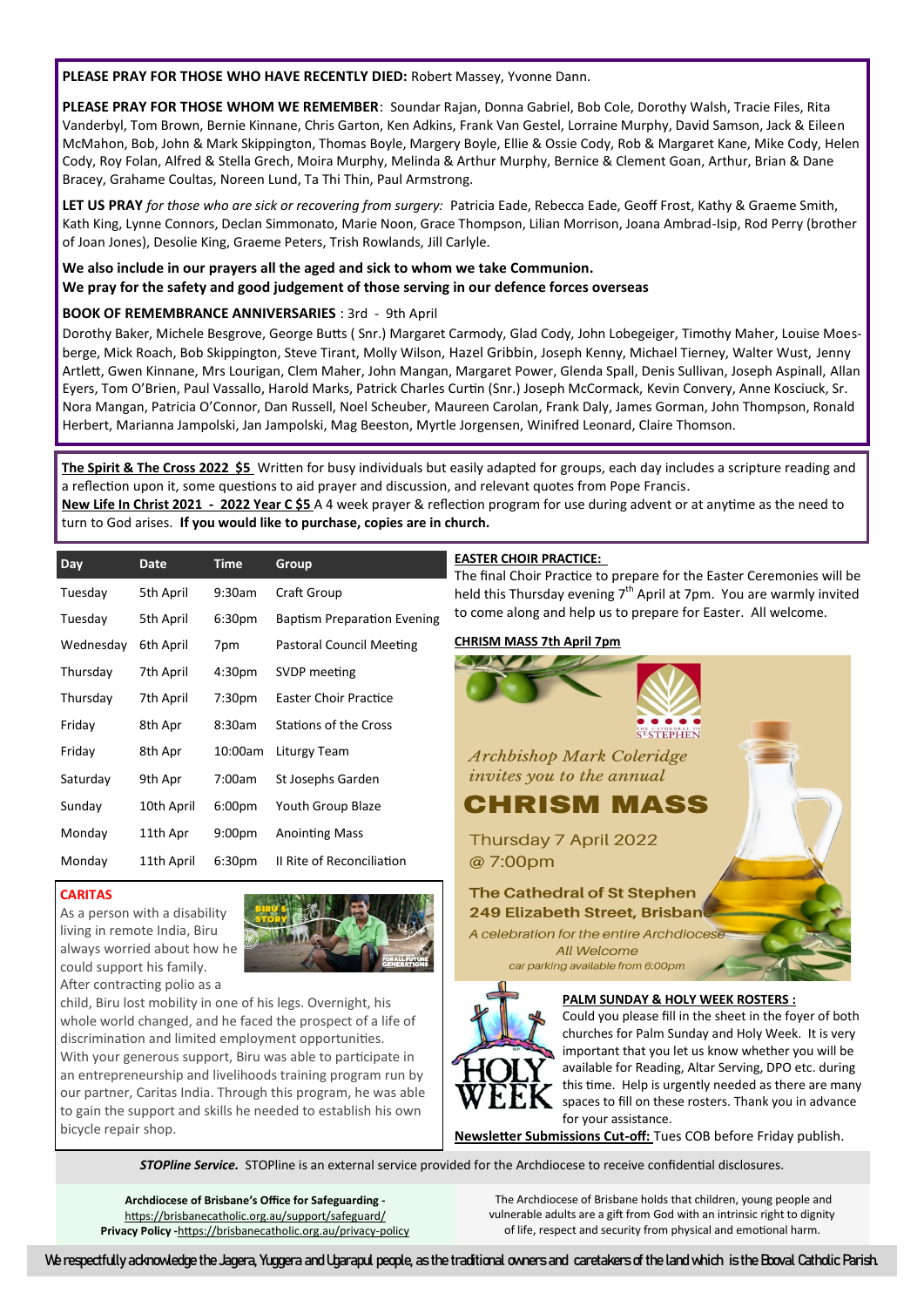**PLEASE PRAY FOR THOSE WHO HAVE RECENTLY DIED:** Robert Massey, Yvonne Dann.

**PLEASE PRAY FOR THOSE WHOM WE REMEMBER**: Soundar Rajan, Donna Gabriel, Bob Cole, Dorothy Walsh, Tracie Files, Rita Vanderbyl, Tom Brown, Bernie Kinnane, Chris Garton, Ken Adkins, Frank Van Gestel, Lorraine Murphy, David Samson, Jack & Eileen McMahon, Bob, John & Mark Skippington, Thomas Boyle, Margery Boyle, Ellie & Ossie Cody, Rob & Margaret Kane, Mike Cody, Helen Cody, Roy Folan, Alfred & Stella Grech, Moira Murphy, Melinda & Arthur Murphy, Bernice & Clement Goan, Arthur, Brian & Dane Bracey, Grahame Coultas, Noreen Lund, Ta Thi Thin, Paul Armstrong.

**LET US PRAY** *for those who are sick or recovering from surgery:* Patricia Eade, Rebecca Eade, Geoff Frost, Kathy & Graeme Smith, Kath King, Lynne Connors, Declan Simmonato, Marie Noon, Grace Thompson, Lilian Morrison, Joana Ambrad-Isip, Rod Perry (brother of Joan Jones), Desolie King, Graeme Peters, Trish Rowlands, Jill Carlyle.

**We also include in our prayers all the aged and sick to whom we take Communion.**
**We pray for the safety and good judgement of those serving in our defence forces overseas**

**BOOK OF REMEMBRANCE ANNIVERSARIES** : 3rd - 9th April

Dorothy Baker, Michele Besgrove, George Butts ( Snr.) Margaret Carmody, Glad Cody, John Lobegeiger, Timothy Maher, Louise Moesberge, Mick Roach, Bob Skippington, Steve Tirant, Molly Wilson, Hazel Gribbin, Joseph Kenny, Michael Tierney, Walter Wust, Jenny Artlett, Gwen Kinnane, Mrs Lourigan, Clem Maher, John Mangan, Margaret Power, Glenda Spall, Denis Sullivan, Joseph Aspinall, Allan Eyers, Tom O'Brien, Paul Vassallo, Harold Marks, Patrick Charles Curtin (Snr.) Joseph McCormack, Kevin Convery, Anne Kosciuck, Sr. Nora Mangan, Patricia O'Connor, Dan Russell, Noel Scheuber, Maureen Carolan, Frank Daly, James Gorman, John Thompson, Ronald Herbert, Marianna Jampolski, Jan Jampolski, Mag Beeston, Myrtle Jorgensen, Winifred Leonard, Claire Thomson.

**The Spirit & The Cross 2022 $5** Written for busy individuals but easily adapted for groups, each day includes a scripture reading and a reflection upon it, some questions to aid prayer and discussion, and relevant quotes from Pope Francis.
**New Life In Christ 2021 - 2022 Year C $5** A 4 week prayer & reflection program for use during advent or at anytime as the need to turn to God arises. **If you would like to purchase, copies are in church.**

| Day | Date | Time | Group |
|---|---|---|---|
| Tuesday | 5th April | 9:30am | Craft Group |
| Tuesday | 5th April | 6:30pm | Baptism Preparation Evening |
| Wednesday | 6th April | 7pm | Pastoral Council Meeting |
| Thursday | 7th April | 4:30pm | SVDP meeting |
| Thursday | 7th April | 7:30pm | Easter Choir Practice |
| Friday | 8th Apr | 8:30am | Stations of the Cross |
| Friday | 8th Apr | 10:00am | Liturgy Team |
| Saturday | 9th Apr | 7:00am | St Josephs Garden |
| Sunday | 10th April | 6:00pm | Youth Group Blaze |
| Monday | 11th Apr | 9:00pm | Anointing Mass |
| Monday | 11th April | 6:30pm | II Rite of Reconciliation |

**CARITAS**

As a person with a disability living in remote India, Biru always worried about how he could support his family. After contracting polio as a child, Biru lost mobility in one of his legs. Overnight, his whole world changed, and he faced the prospect of a life of discrimination and limited employment opportunities. With your generous support, Biru was able to participate in an entrepreneurship and livelihoods training program run by our partner, Caritas India. Through this program, he was able to gain the support and skills he needed to establish his own bicycle repair shop.

**EASTER CHOIR PRACTICE:**

The final Choir Practice to prepare for the Easter Ceremonies will be held this Thursday evening 7th April at 7pm. You are warmly invited to come along and help us to prepare for Easter. All welcome.

**CHRISM MASS 7th April 7pm**

*Archbishop Mark Coleridge invites you to the annual*

**CHRISM MASS**

Thursday 7 April 2022
@ 7:00pm

**The Cathedral of St Stephen**
**249 Elizabeth Street, Brisbane**

*A celebration for the entire Archdiocese*
*All Welcome*
*car parking available from 6:00pm*

**PALM SUNDAY & HOLY WEEK ROSTERS :**

Could you please fill in the sheet in the foyer of both churches for Palm Sunday and Holy Week. It is very important that you let us know whether you will be available for Reading, Altar Serving, DPO etc. during this time. Help is urgently needed as there are many spaces to fill on these rosters. Thank you in advance for your assistance.

**Newsletter Submissions Cut-off:** Tues COB before Friday publish.

***STOPline Service.*** STOPline is an external service provided for the Archdiocese to receive confidential disclosures.

**Archdiocese of Brisbane's Office for Safeguarding -**
https://brisbanecatholic.org.au/support/safeguard/
**Privacy Policy -**https://brisbanecatholic.org.au/privacy-policy

The Archdiocese of Brisbane holds that children, young people and vulnerable adults are a gift from God with an intrinsic right to dignity of life, respect and security from physical and emotional harm.

We respectfully acknowledge the Jagera, Yuggera and Ugarapul people, as the traditional owners and caretakers of the land which is the Booval Catholic Parish.